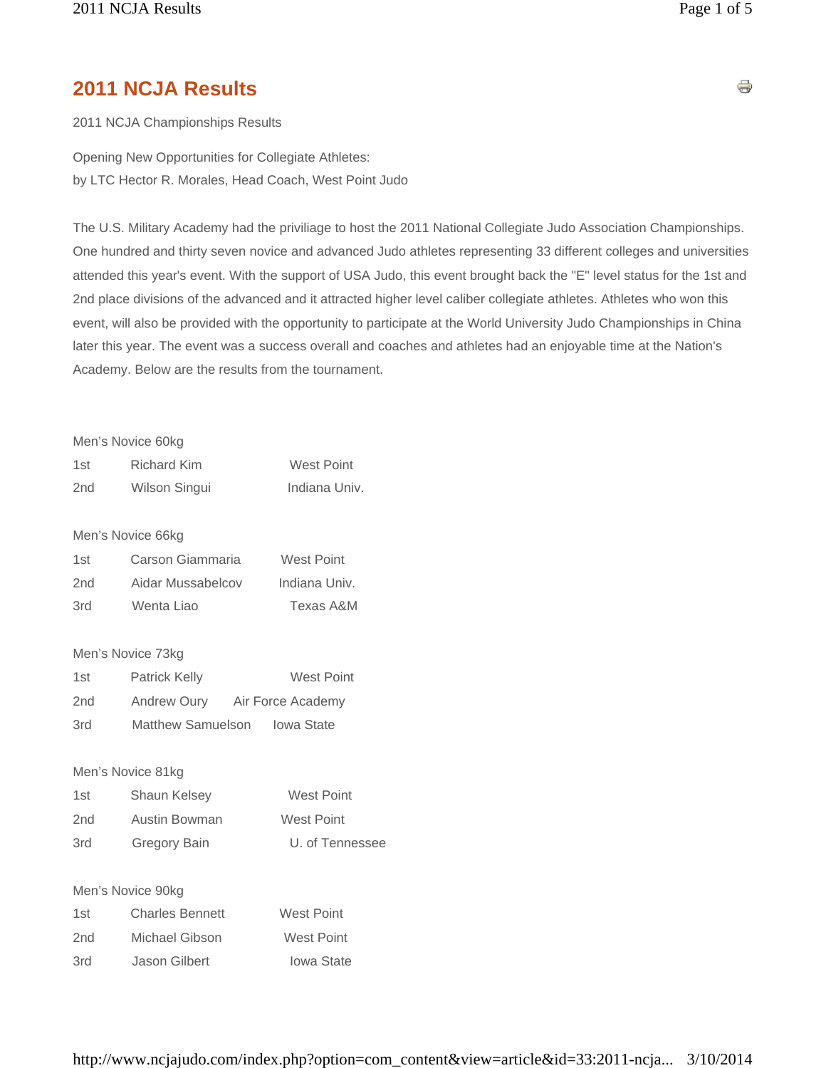# 2011 NCJA Results

2011 NCJA Championships Results

Opening New Opportunities for Collegiate Athletes:
by LTC Hector R. Morales, Head Coach, West Point Judo

The U.S. Military Academy had the priviliage to host the 2011 National Collegiate Judo Association Championships. One hundred and thirty seven novice and advanced Judo athletes representing 33 different colleges and universities attended this year's event. With the support of USA Judo, this event brought back the "E" level status for the 1st and 2nd place divisions of the advanced and it attracted higher level caliber collegiate athletes. Athletes who won this event, will also be provided with the opportunity to participate at the World University Judo Championships in China later this year. The event was a success overall and coaches and athletes had an enjoyable time at the Nation's Academy. Below are the results from the tournament.

Men's Novice 60kg

| | | |
|---|---|---|
| 1st | Richard Kim | West Point |
| 2nd | Wilson Singui | Indiana Univ. |

Men's Novice 66kg

| | | |
|---|---|---|
| 1st | Carson Giammaria | West Point |
| 2nd | Aidar Mussabelcov | Indiana Univ. |
| 3rd | Wenta Liao | Texas A&M |

Men's Novice 73kg

| | | |
|---|---|---|
| 1st | Patrick Kelly | West Point |
| 2nd | Andrew Oury | Air Force Academy |
| 3rd | Matthew Samuelson | Iowa State |

Men's Novice 81kg

| | | |
|---|---|---|
| 1st | Shaun Kelsey | West Point |
| 2nd | Austin Bowman | West Point |
| 3rd | Gregory Bain | U. of Tennessee |

Men's Novice 90kg

| | | |
|---|---|---|
| 1st | Charles Bennett | West Point |
| 2nd | Michael Gibson | West Point |
| 3rd | Jason Gilbert | Iowa State |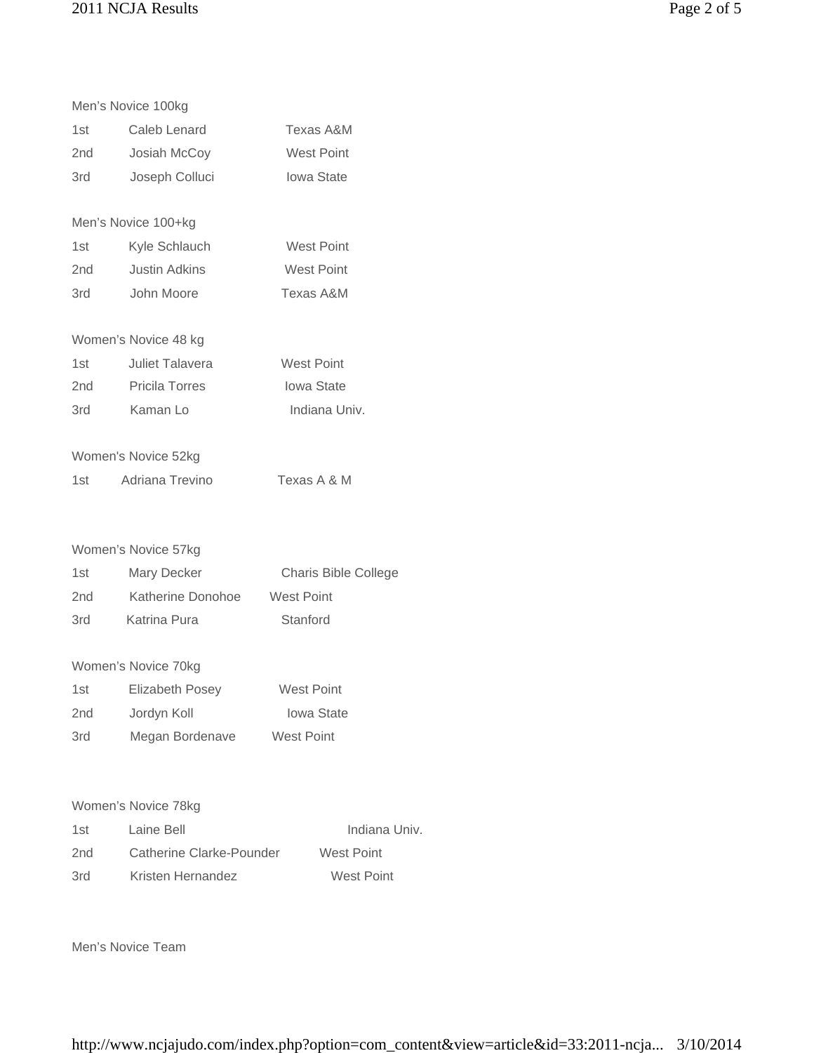Men's Novice 100kg

| | | |
|---|---|---|
| 1st | Caleb Lenard | Texas A&M |
| 2nd | Josiah McCoy | West Point |
| 3rd | Joseph Colluci | Iowa State |

Men's Novice 100+kg

| | | |
|---|---|---|
| 1st | Kyle Schlauch | West Point |
| 2nd | Justin Adkins | West Point |
| 3rd | John Moore | Texas A&M |

Women's Novice 48 kg

| | | |
|---|---|---|
| 1st | Juliet Talavera | West Point |
| 2nd | Pricila Torres | Iowa State |
| 3rd | Kaman Lo | Indiana Univ. |

Women's Novice 52kg

| | | |
|---|---|---|
| 1st | Adriana Trevino | Texas A & M |

Women's Novice 57kg

| | | |
|---|---|---|
| 1st | Mary Decker | Charis Bible College |
| 2nd | Katherine Donohoe | West Point |
| 3rd | Katrina Pura | Stanford |

Women's Novice 70kg

| | | |
|---|---|---|
| 1st | Elizabeth Posey | West Point |
| 2nd | Jordyn Koll | Iowa State |
| 3rd | Megan Bordenave | West Point |

Women's Novice 78kg

| | | |
|---|---|---|
| 1st | Laine Bell | Indiana Univ. |
| 2nd | Catherine Clarke-Pounder | West Point |
| 3rd | Kristen Hernandez | West Point |

Men's Novice Team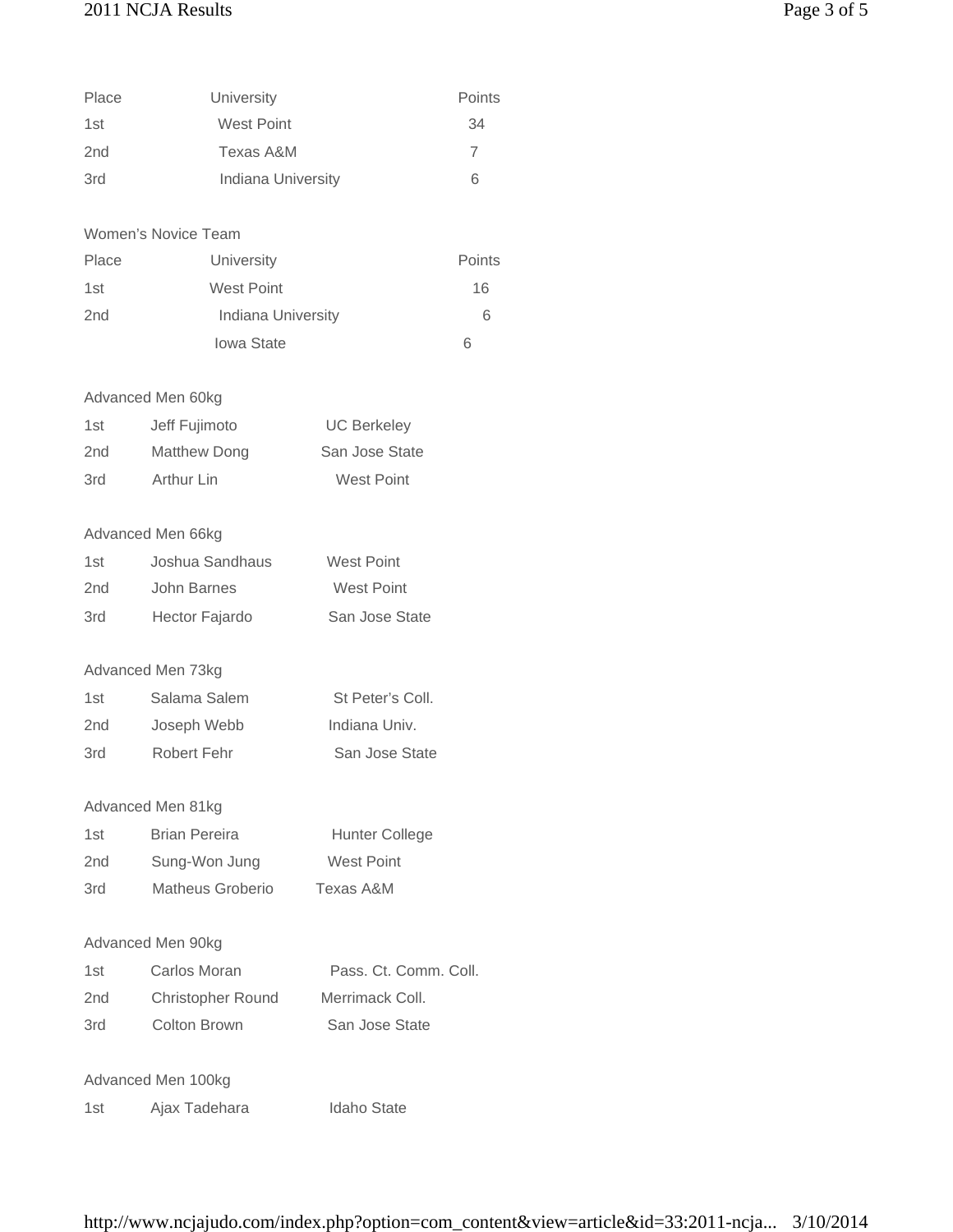| Place | University | Points |
| --- | --- | --- |
| 1st | West Point | 34 |
| 2nd | Texas A&M | 7 |
| 3rd | Indiana University | 6 |

Women's Novice Team

| Place | University | Points |
| --- | --- | --- |
| 1st | West Point | 16 |
| 2nd | Indiana University | 6 |
| | Iowa State | 6 |

Advanced Men 60kg

| | | |
| --- | --- | --- |
| 1st | Jeff Fujimoto | UC Berkeley |
| 2nd | Matthew Dong | San Jose State |
| 3rd | Arthur Lin | West Point |

Advanced Men 66kg

| | | |
| --- | --- | --- |
| 1st | Joshua Sandhaus | West Point |
| 2nd | John Barnes | West Point |
| 3rd | Hector Fajardo | San Jose State |

Advanced Men 73kg

| | | |
| --- | --- | --- |
| 1st | Salama Salem | St Peter's Coll. |
| 2nd | Joseph Webb | Indiana Univ. |
| 3rd | Robert Fehr | San Jose State |

Advanced Men 81kg

| | | |
| --- | --- | --- |
| 1st | Brian Pereira | Hunter College |
| 2nd | Sung-Won Jung | West Point |
| 3rd | Matheus Groberio | Texas A&M |

Advanced Men 90kg

| | | |
| --- | --- | --- |
| 1st | Carlos Moran | Pass. Ct. Comm. Coll. |
| 2nd | Christopher Round | Merrimack Coll. |
| 3rd | Colton Brown | San Jose State |

Advanced Men 100kg

| | | |
| --- | --- | --- |
| 1st | Ajax Tadehara | Idaho State |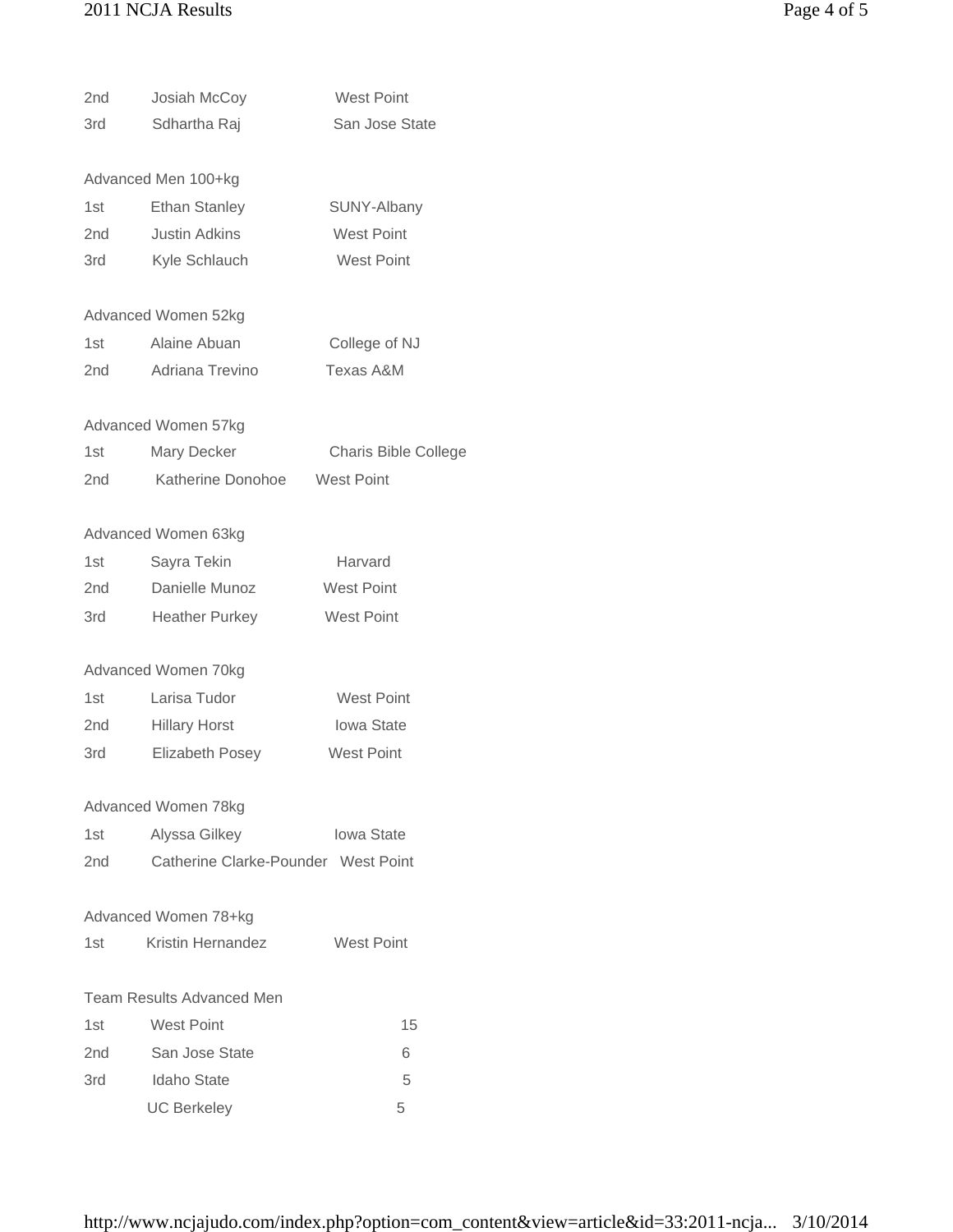| | | |
|---|---|---|
| 2nd | Josiah McCoy | West Point |
| 3rd | Sdhartha Raj | San Jose State |

Advanced Men 100+kg

| | | |
|---|---|---|
| 1st | Ethan Stanley | SUNY-Albany |
| 2nd | Justin Adkins | West Point |
| 3rd | Kyle Schlauch | West Point |

Advanced Women 52kg

| | | |
|---|---|---|
| 1st | Alaine Abuan | College of NJ |
| 2nd | Adriana Trevino | Texas A&M |

Advanced Women 57kg

| | | |
|---|---|---|
| 1st | Mary Decker | Charis Bible College |
| 2nd | Katherine Donohoe | West Point |

Advanced Women 63kg

| | | |
|---|---|---|
| 1st | Sayra Tekin | Harvard |
| 2nd | Danielle Munoz | West Point |
| 3rd | Heather Purkey | West Point |

Advanced Women 70kg

| | | |
|---|---|---|
| 1st | Larisa Tudor | West Point |
| 2nd | Hillary Horst | Iowa State |
| 3rd | Elizabeth Posey | West Point |

Advanced Women 78kg

| | | |
|---|---|---|
| 1st | Alyssa Gilkey | Iowa State |
| 2nd | Catherine Clarke-Pounder | West Point |

Advanced Women 78+kg

| | | |
|---|---|---|
| 1st | Kristin Hernandez | West Point |

Team Results Advanced Men

| | | |
|---|---|---|
| 1st | West Point | 15 |
| 2nd | San Jose State | 6 |
| 3rd | Idaho State | 5 |
| | UC Berkeley | 5 |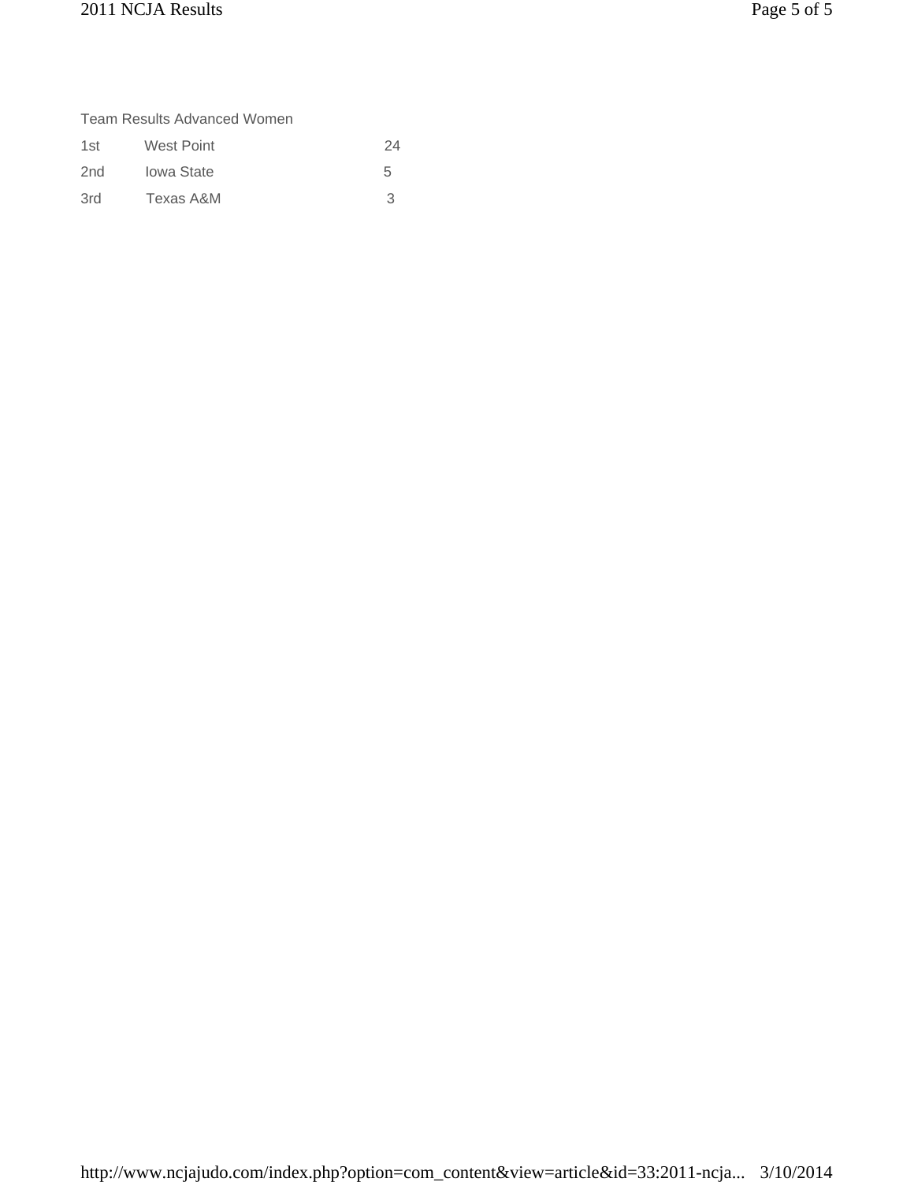Team Results Advanced Women

| | | |
|---|---|---|
| 1st | West Point | 24 |
| 2nd | Iowa State | 5 |
| 3rd | Texas A&M | 3 |